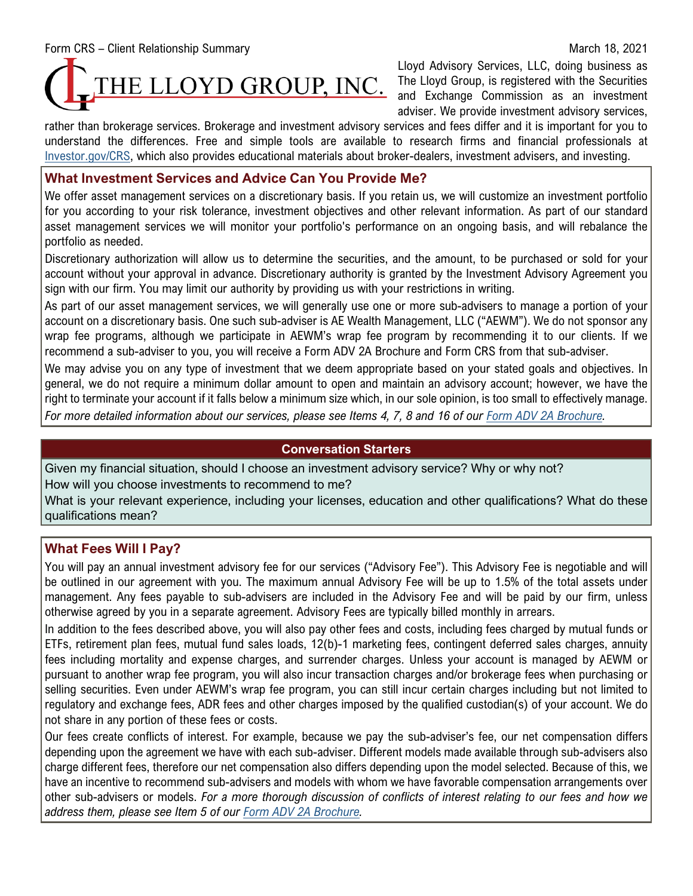Form CRS – Client Relationship Summary

March 18, 2021

THE LLOYD GROUP, INC.

Lloyd Advisory Services, LLC, doing business as The Lloyd Group, is registered with the Securities and Exchange Commission as an investment adviser. We provide investment advisory services, rather than brokerage services. Brokerage and investment advisory services and fees differ and it is important for you to understand the differences. Free and simple tools are available to research firms and financial professionals at [Investor.gov/CRS](https://Investor.gov/CRS), which also provides educational materials about broker-dealers, investment advisers, and investing.

## What Investment Services and Advice Can You Provide Me?

We offer asset management services on a discretionary basis. If you retain us, we will customize an investment portfolio for you according to your risk tolerance, investment objectives and other relevant information. As part of our standard asset management services we will monitor your portfolio's performance on an ongoing basis, and will rebalance the portfolio as needed.

Discretionary authorization will allow us to determine the securities, and the amount, to be purchased or sold for your account without your approval in advance. Discretionary authority is granted by the Investment Advisory Agreement you sign with our firm. You may limit our authority by providing us with your restrictions in writing.

As part of our asset management services, we will generally use one or more sub-advisers to manage a portion of your account on a discretionary basis. One such sub-adviser is AE Wealth Management, LLC ("AEWM"). We do not sponsor any wrap fee programs, although we participate in AEWM's wrap fee program by recommending it to our clients. If we recommend a sub-adviser to you, you will receive a Form ADV 2A Brochure and Form CRS from that sub-adviser.

We may advise you on any type of investment that we deem appropriate based on your stated goals and objectives. In general, we do not require a minimum dollar amount to open and maintain an advisory account; however, we have the right to terminate your account if it falls below a minimum size which, in our sole opinion, is too small to effectively manage.

*For more detailed information about our services, please see Items 4, 7, 8 and 16 of our Form ADV 2A Brochure.*

### Conversation Starters

Given my financial situation, should I choose an investment advisory service? Why or why not?

How will you choose investments to recommend to me?

What is your relevant experience, including your licenses, education and other qualifications? What do these qualifications mean?

## What Fees Will I Pay?

You will pay an annual investment advisory fee for our services ("Advisory Fee"). This Advisory Fee is negotiable and will be outlined in our agreement with you. The maximum annual Advisory Fee will be up to 1.5% of the total assets under management. Any fees payable to sub-advisers are included in the Advisory Fee and will be paid by our firm, unless otherwise agreed by you in a separate agreement. Advisory Fees are typically billed monthly in arrears.

In addition to the fees described above, you will also pay other fees and costs, including fees charged by mutual funds or ETFs, retirement plan fees, mutual fund sales loads, 12(b)-1 marketing fees, contingent deferred sales charges, annuity fees including mortality and expense charges, and surrender charges. Unless your account is managed by AEWM or pursuant to another wrap fee program, you will also incur transaction charges and/or brokerage fees when purchasing or selling securities. Even under AEWM's wrap fee program, you can still incur certain charges including but not limited to regulatory and exchange fees, ADR fees and other charges imposed by the qualified custodian(s) of your account. We do not share in any portion of these fees or costs.

Our fees create conflicts of interest. For example, because we pay the sub-adviser's fee, our net compensation differs depending upon the agreement we have with each sub-adviser. Different models made available through sub-advisers also charge different fees, therefore our net compensation also differs depending upon the model selected. Because of this, we have an incentive to recommend sub-advisers and models with whom we have favorable compensation arrangements over other sub-advisers or models. *For a more thorough discussion of conflicts of interest relating to our fees and how we address them, please see Item 5 of our Form ADV 2A Brochure.*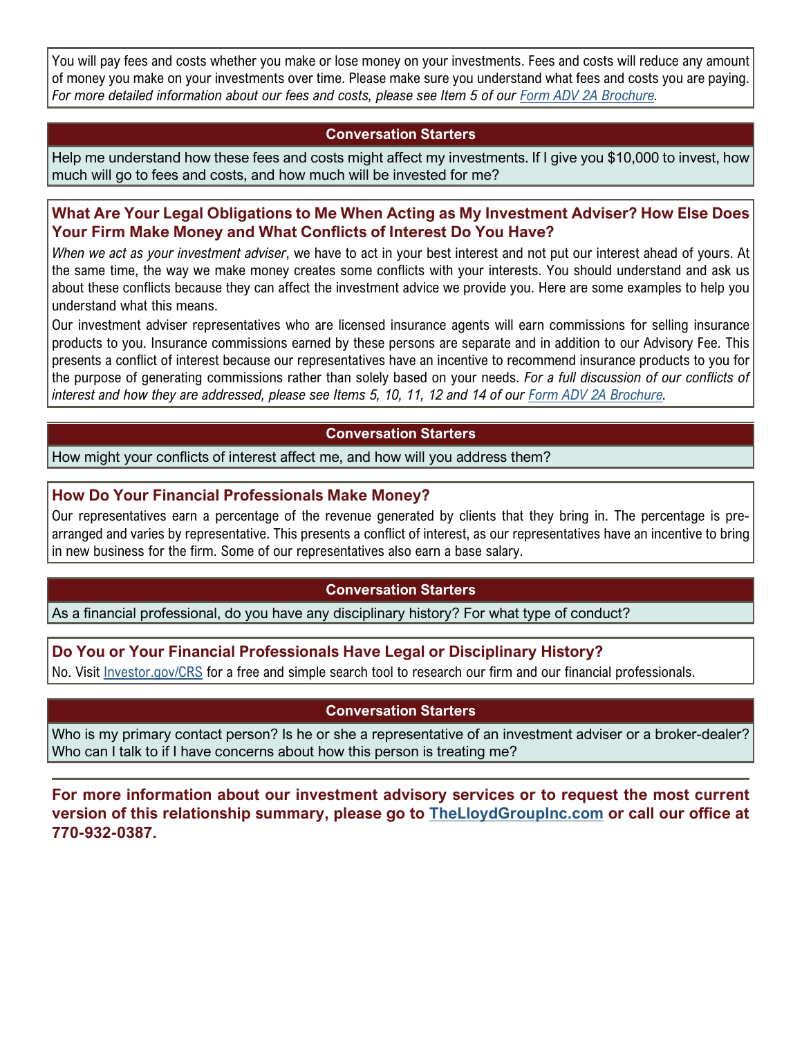You will pay fees and costs whether you make or lose money on your investments. Fees and costs will reduce any amount of money you make on your investments over time. Please make sure you understand what fees and costs you are paying. *For more detailed information about our fees and costs, please see Item 5 of our Form ADV 2A Brochure.*

**Conversation Starters**

Help me understand how these fees and costs might affect my investments. If I give you $10,000 to invest, how much will go to fees and costs, and how much will be invested for me?

## What Are Your Legal Obligations to Me When Acting as My Investment Adviser? How Else Does Your Firm Make Money and What Conflicts of Interest Do You Have?

*When we act as your investment adviser*, we have to act in your best interest and not put our interest ahead of yours. At the same time, the way we make money creates some conflicts with your interests. You should understand and ask us about these conflicts because they can affect the investment advice we provide you. Here are some examples to help you understand what this means.

Our investment adviser representatives who are licensed insurance agents will earn commissions for selling insurance products to you. Insurance commissions earned by these persons are separate and in addition to our Advisory Fee. This presents a conflict of interest because our representatives have an incentive to recommend insurance products to you for the purpose of generating commissions rather than solely based on your needs. *For a full discussion of our conflicts of interest and how they are addressed, please see Items 5, 10, 11, 12 and 14 of our Form ADV 2A Brochure.*

**Conversation Starters**

How might your conflicts of interest affect me, and how will you address them?

## How Do Your Financial Professionals Make Money?

Our representatives earn a percentage of the revenue generated by clients that they bring in. The percentage is pre-arranged and varies by representative. This presents a conflict of interest, as our representatives have an incentive to bring in new business for the firm. Some of our representatives also earn a base salary.

**Conversation Starters**

As a financial professional, do you have any disciplinary history? For what type of conduct?

## Do You or Your Financial Professionals Have Legal or Disciplinary History?

No. Visit Investor.gov/CRS for a free and simple search tool to research our firm and our financial professionals.

**Conversation Starters**

Who is my primary contact person? Is he or she a representative of an investment adviser or a broker-dealer? Who can I talk to if I have concerns about how this person is treating me?

**For more information about our investment advisory services or to request the most current version of this relationship summary, please go to TheLloydGroupInc.com or call our office at 770-932-0387.**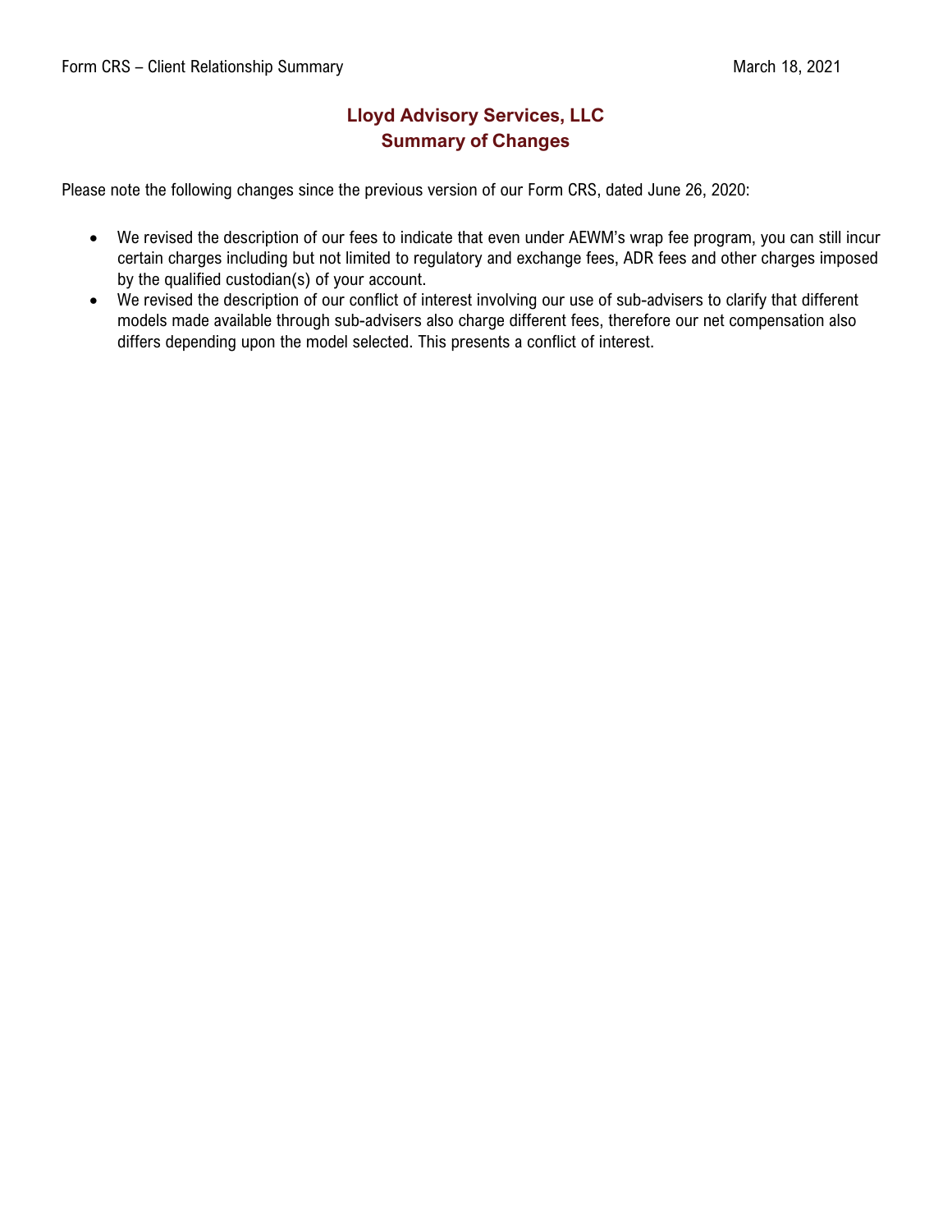# Lloyd Advisory Services, LLC
## Summary of Changes

Please note the following changes since the previous version of our Form CRS, dated June 26, 2020:

- We revised the description of our fees to indicate that even under AEWM's wrap fee program, you can still incur certain charges including but not limited to regulatory and exchange fees, ADR fees and other charges imposed by the qualified custodian(s) of your account.
- We revised the description of our conflict of interest involving our use of sub-advisers to clarify that different models made available through sub-advisers also charge different fees, therefore our net compensation also differs depending upon the model selected. This presents a conflict of interest.